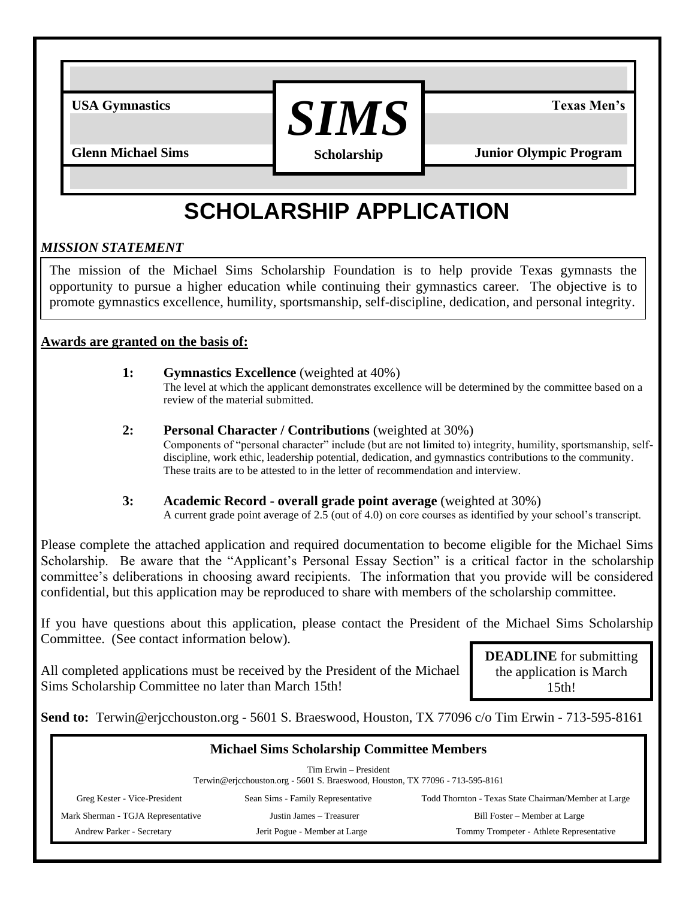USA Gymnastics | **SIMS** Scholarship | Texas Men's

Glenn Michael Sims | | Junior Olympic Program

# SCHOLARSHIP APPLICATION

***MISSION STATEMENT***

The mission of the Michael Sims Scholarship Foundation is to help provide Texas gymnasts the opportunity to pursue a higher education while continuing their gymnastics career. The objective is to promote gymnastics excellence, humility, sportsmanship, self-discipline, dedication, and personal integrity.

**Awards are granted on the basis of:**

**1:** **Gymnastics Excellence** (weighted at 40%)
The level at which the applicant demonstrates excellence will be determined by the committee based on a review of the material submitted.

**2:** **Personal Character / Contributions** (weighted at 30%)
Components of "personal character" include (but are not limited to) integrity, humility, sportsmanship, self-discipline, work ethic, leadership potential, dedication, and gymnastics contributions to the community. These traits are to be attested to in the letter of recommendation and interview.

**3:** **Academic Record - overall grade point average** (weighted at 30%)
A current grade point average of 2.5 (out of 4.0) on core courses as identified by your school's transcript.

Please complete the attached application and required documentation to become eligible for the Michael Sims Scholarship. Be aware that the "Applicant's Personal Essay Section" is a critical factor in the scholarship committee's deliberations in choosing award recipients. The information that you provide will be considered confidential, but this application may be reproduced to share with members of the scholarship committee.

If you have questions about this application, please contact the President of the Michael Sims Scholarship Committee. (See contact information below).

All completed applications must be received by the President of the Michael Sims Scholarship Committee no later than March 15th!

**DEADLINE** for submitting the application is March 15th!

**Send to:** Terwin@erjcchouston.org - 5601 S. Braeswood, Houston, TX 77096 c/o Tim Erwin - 713-595-8161

**Michael Sims Scholarship Committee Members**

Tim Erwin – President
Terwin@erjcchouston.org - 5601 S. Braeswood, Houston, TX 77096 - 713-595-8161

| | | |
|---|---|---|
| Greg Kester - Vice-President | Sean Sims - Family Representative | Todd Thornton - Texas State Chairman/Member at Large |
| Mark Sherman - TGJA Representative | Justin James – Treasurer | Bill Foster – Member at Large |
| Andrew Parker - Secretary | Jerit Pogue - Member at Large | Tommy Trompeter - Athlete Representative |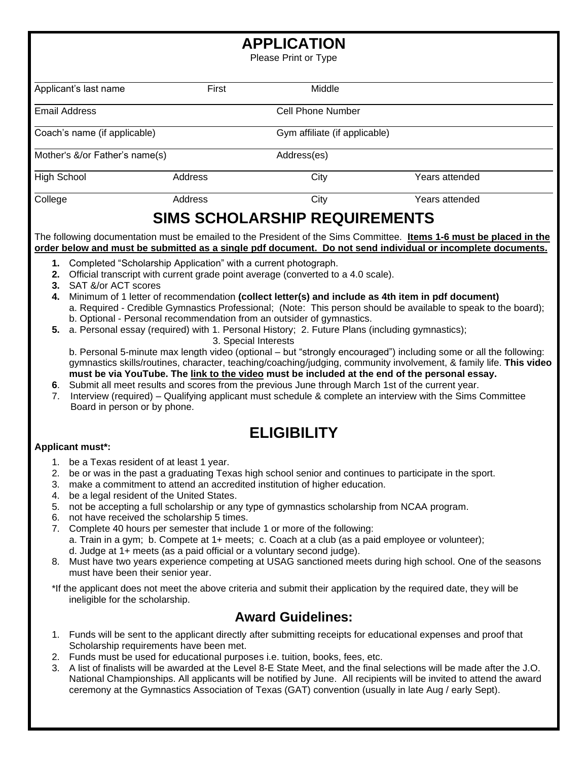# APPLICATION

Please Print or Type

| | | | |
|---|---|---|---|
| Applicant's last name | First | Middle | |
| Email Address | | Cell Phone Number | |
| Coach's name (if applicable) | | Gym affiliate (if applicable) | |
| Mother's &/or Father's name(s) | | Address(es) | |
| High School | Address | City | Years attended |
| College | Address | City | Years attended |

## SIMS SCHOLARSHIP REQUIREMENTS

The following documentation must be emailed to the President of the Sims Committee. **Items 1-6 must be placed in the order below and must be submitted as a single pdf document. Do not send individual or incomplete documents.**

1. Completed "Scholarship Application" with a current photograph.
2. Official transcript with current grade point average (converted to a 4.0 scale).
3. SAT &/or ACT scores
4. Minimum of 1 letter of recommendation **(collect letter(s) and include as 4th item in pdf document)**
   a. Required - Credible Gymnastics Professional; (Note: This person should be available to speak to the board);
   b. Optional - Personal recommendation from an outsider of gymnastics.
5. a. Personal essay (required) with 1. Personal History; 2. Future Plans (including gymnastics); 3. Special Interests
   b. Personal 5-minute max length video (optional – but "strongly encouraged") including some or all the following: gymnastics skills/routines, character, teaching/coaching/judging, community involvement, & family life. **This video must be via YouTube. The link to the video must be included at the end of the personal essay.**
6. Submit all meet results and scores from the previous June through March 1st of the current year.
7. Interview (required) – Qualifying applicant must schedule & complete an interview with the Sims Committee Board in person or by phone.

## ELIGIBILITY

**Applicant must*:**

1. be a Texas resident of at least 1 year.
2. be or was in the past a graduating Texas high school senior and continues to participate in the sport.
3. make a commitment to attend an accredited institution of higher education.
4. be a legal resident of the United States.
5. not be accepting a full scholarship or any type of gymnastics scholarship from NCAA program.
6. not have received the scholarship 5 times.
7. Complete 40 hours per semester that include 1 or more of the following:
   a. Train in a gym; b. Compete at 1+ meets; c. Coach at a club (as a paid employee or volunteer);
   d. Judge at 1+ meets (as a paid official or a voluntary second judge).
8. Must have two years experience competing at USAG sanctioned meets during high school. One of the seasons must have been their senior year.

*If the applicant does not meet the above criteria and submit their application by the required date, they will be ineligible for the scholarship.

### Award Guidelines:

1. Funds will be sent to the applicant directly after submitting receipts for educational expenses and proof that Scholarship requirements have been met.
2. Funds must be used for educational purposes i.e. tuition, books, fees, etc.
3. A list of finalists will be awarded at the Level 8-E State Meet, and the final selections will be made after the J.O. National Championships. All applicants will be notified by June. All recipients will be invited to attend the award ceremony at the Gymnastics Association of Texas (GAT) convention (usually in late Aug / early Sept).